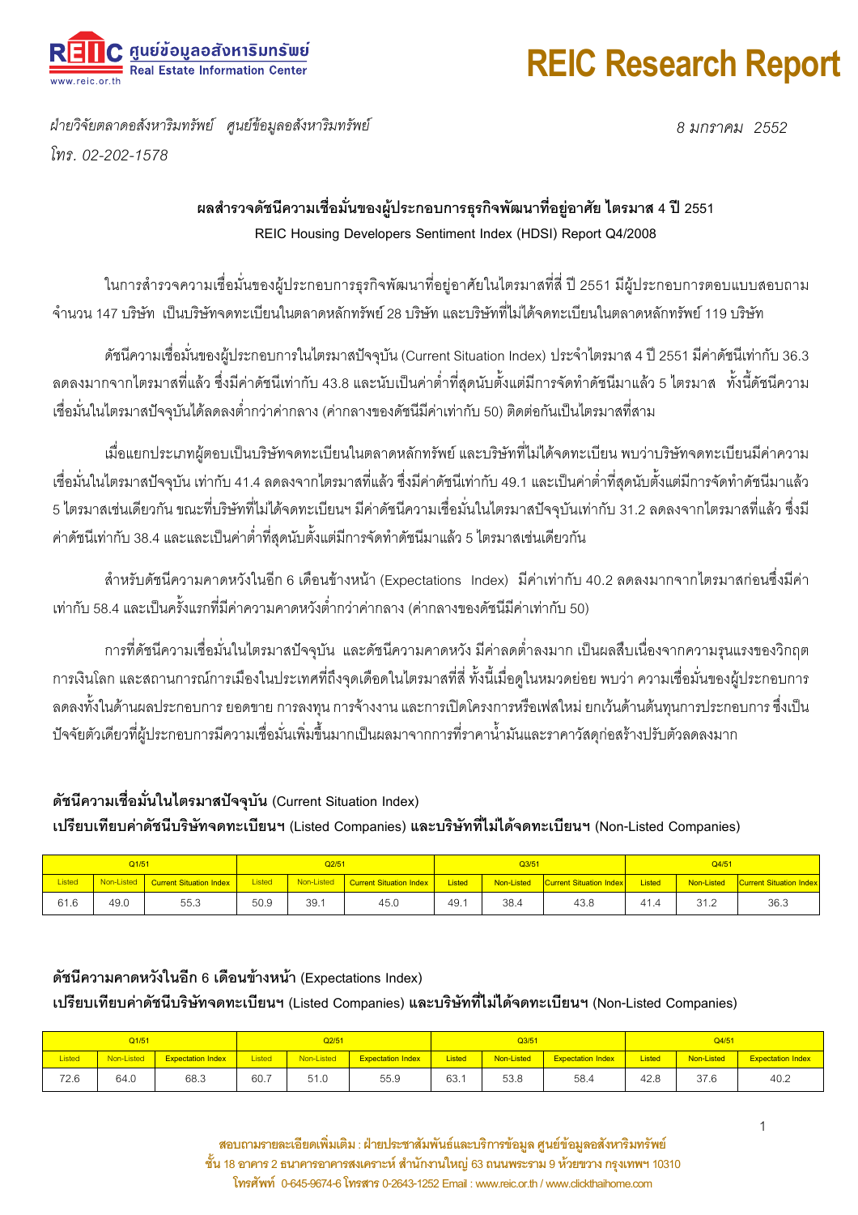ฝ่ายวิจัยตลาดอสังหาริมทรัพย์ ศูนย์ข้อมูลอสังหาริมทรัพย์

โทร. 02-202-1578

8 มกราคม 2552

## ผลสำรวจดัชนีความเชื่อมั่นของผู้ประกอบการธุรกิจพัฒนาที่อยู่อาศัย ไตรมาส 4 ปี 2551

### REIC Housing Developers Sentiment Index (HDSI) Report Q4/2008

ในการสำรวจความเชื่อมั่นของผู้ประกอบการธุรกิจพัฒนาที่อยู่อาศัยในไตรมาสที่สี่ ปี 2551 มีผู้ประกอบการตอบแบบสอบถามจำนวน 147 บริษัท เป็นบริษัทจดทะเบียนในตลาดหลักทรัพย์ 28 บริษัท และบริษัทที่ไม่ได้จดทะเบียนในตลาดหลักทรัพย์ 119 บริษัท

ดัชนีความเชื่อมั่นของผู้ประกอบการในไตรมาสปัจจุบัน (Current Situation Index) ประจำไตรมาส 4 ปี 2551 มีค่าดัชนีเท่ากับ 36.3 ลดลงมากจากไตรมาสที่แล้ว ซึ่งมีค่าดัชนีเท่ากับ 43.8 และนับเป็นค่าต่ำที่สุดนับตั้งแต่มีการจัดทำดัชนีมาแล้ว 5 ไตรมาส ทั้งนี้ดัชนีความเชื่อมั่นในไตรมาสปัจจุบันได้ลดลงต่ำกว่าค่ากลาง (ค่ากลางของดัชนีมีค่าเท่ากับ 50) ติดต่อกันเป็นไตรมาสที่สาม

เมื่อแยกประเภทผู้ตอบเป็นบริษัทจดทะเบียนในตลาดหลักทรัพย์ และบริษัทที่ไม่ได้จดทะเบียน พบว่าบริษัทจดทะเบียนมีค่าความเชื่อมั่นในไตรมาสปัจจุบัน เท่ากับ 41.4 ลดลงจากไตรมาสที่แล้ว ซึ่งมีค่าดัชนีเท่ากับ 49.1 และเป็นค่าต่ำที่สุดนับตั้งแต่มีการจัดทำดัชนีมาแล้ว 5 ไตรมาสเช่นเดียวกัน ขณะที่บริษัทที่ไม่ได้จดทะเบียนฯ มีค่าดัชนีความเชื่อมั่นในไตรมาสปัจจุบันเท่ากับ 31.2 ลดลงจากไตรมาสที่แล้ว ซึ่งมีค่าดัชนีเท่ากับ 38.4 และและเป็นค่าต่ำที่สุดนับตั้งแต่มีการจัดทำดัชนีมาแล้ว 5 ไตรมาสเช่นเดียวกัน

สำหรับดัชนีความคาดหวังในอีก 6 เดือนข้างหน้า (Expectations Index) มีค่าเท่ากับ 40.2 ลดลงมากจากไตรมาสก่อนซึ่งมีค่าเท่ากับ 58.4 และเป็นครั้งแรกที่มีค่าความคาดหวังต่ำกว่าค่ากลาง (ค่ากลางของดัชนีมีค่าเท่ากับ 50)

การที่ดัชนีความเชื่อมั่นในไตรมาสปัจจุบัน และดัชนีความคาดหวัง มีค่าลดต่ำลงมาก เป็นผลสืบเนื่องจากความรุนแรงของวิกฤตการเงินโลก และสถานการณ์การเมืองในประเทศที่ถึงจุดเดือดในไตรมาสที่สี่ ทั้งนี้เมื่อดูในหมวดย่อย พบว่า ความเชื่อมั่นของผู้ประกอบการลดลงทั้งในด้านผลประกอบการ ยอดขาย การลงทุน การจ้างงาน และการเปิดโครงการหรือเฟสใหม่ ยกเว้นด้านต้นทุนการประกอบการ ซึ่งเป็นปัจจัยตัวเดียวที่ผู้ประกอบการมีความเชื่อมั่นเพิ่มขึ้นมากเป็นผลมาจากการที่ราคาน้ำมันและราคาวัสดุก่อสร้างปรับตัวลดลงมาก

**ดัชนีความเชื่อมั่นในไตรมาสปัจจุบัน** (Current Situation Index)

**เปรียบเทียบค่าดัชนีบริษัทจดทะเบียนฯ** (Listed Companies) **และบริษัทที่ไม่ได้จดทะเบียนฯ** (Non-Listed Companies)

| Q1/51 | | | Q2/51 | | | Q3/51 | | | Q4/51 | | |
|---|---|---|---|---|---|---|---|---|---|---|---|
| Listed | Non-Listed | Current Situation Index | Listed | Non-Listed | Current Situation Index | Listed | Non-Listed | Current Situation Index | Listed | Non-Listed | Current Situation Index |
| 61.6 | 49.0 | 55.3 | 50.9 | 39.1 | 45.0 | 49.1 | 38.4 | 43.8 | 41.4 | 31.2 | 36.3 |

**ดัชนีความคาดหวังในอีก 6 เดือนข้างหน้า** (Expectations Index)

**เปรียบเทียบค่าดัชนีบริษัทจดทะเบียนฯ** (Listed Companies) **และบริษัทที่ไม่ได้จดทะเบียนฯ** (Non-Listed Companies)

| Q1/51 | | | Q2/51 | | | Q3/51 | | | Q4/51 | | |
|---|---|---|---|---|---|---|---|---|---|---|---|
| Listed | Non-Listed | Expectation Index | Listed | Non-Listed | Expectation Index | Listed | Non-Listed | Expectation Index | Listed | Non-Listed | Expectation Index |
| 72.6 | 64.0 | 68.3 | 60.7 | 51.0 | 55.9 | 63.1 | 53.8 | 58.4 | 42.8 | 37.6 | 40.2 |

**สอบถามรายละเอียดเพิ่มเติม : ฝ่ายประชาสัมพันธ์และบริการข้อมูล ศูนย์ข้อมูลอสังหาริมทรัพย์**
**ชั้น 18 อาคาร 2 ธนาคารอาคารสงเคราะห์ สำนักงานใหญ่ 63 ถนนพระราม 9 ห้วยขวาง กรุงเทพฯ 10310**
**โทรศัพท์ 0-645-9674-6 โทรสาร 0-2643-1252 Email : www.reic.or.th / www.clickthaihome.com**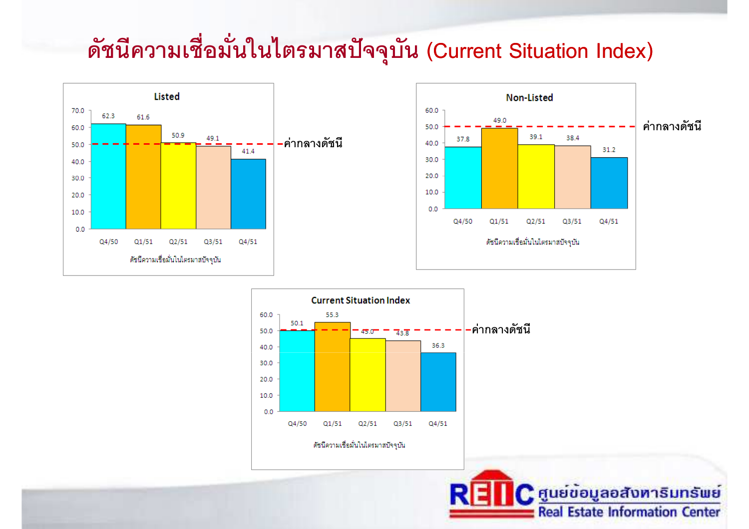# ดัชนีความเชื่อมั่นในไตรมาสปัจจุบัน (Current Situation Index)

**Listed**

| | Q4/50 | Q1/51 | Q2/51 | Q3/51 | Q4/51 |
|---|---|---|---|---|---|
| ดัชนีความเชื่อมั่นในไตรมาสปัจจุบัน | 62.3 | 61.6 | 50.9 | 49.1 | 41.4 |

ค่ากลางดัชนี

**Non-Listed**

| | Q4/50 | Q1/51 | Q2/51 | Q3/51 | Q4/51 |
|---|---|---|---|---|---|
| ดัชนีความเชื่อมั่นในไตรมาสปัจจุบัน | 37.8 | 49.0 | 39.1 | 38.4 | 31.2 |

ค่ากลางดัชนี

**Current Situation Index**

| | Q4/50 | Q1/51 | Q2/51 | Q3/51 | Q4/51 |
|---|---|---|---|---|---|
| ดัชนีความเชื่อมั่นในไตรมาสปัจจุบัน | 50.1 | 55.3 | 45.0 | 43.8 | 36.3 |

ค่ากลางดัชนี

REIC ศูนย์ข้อมูลอสังหาริมทรัพย์ Real Estate Information Center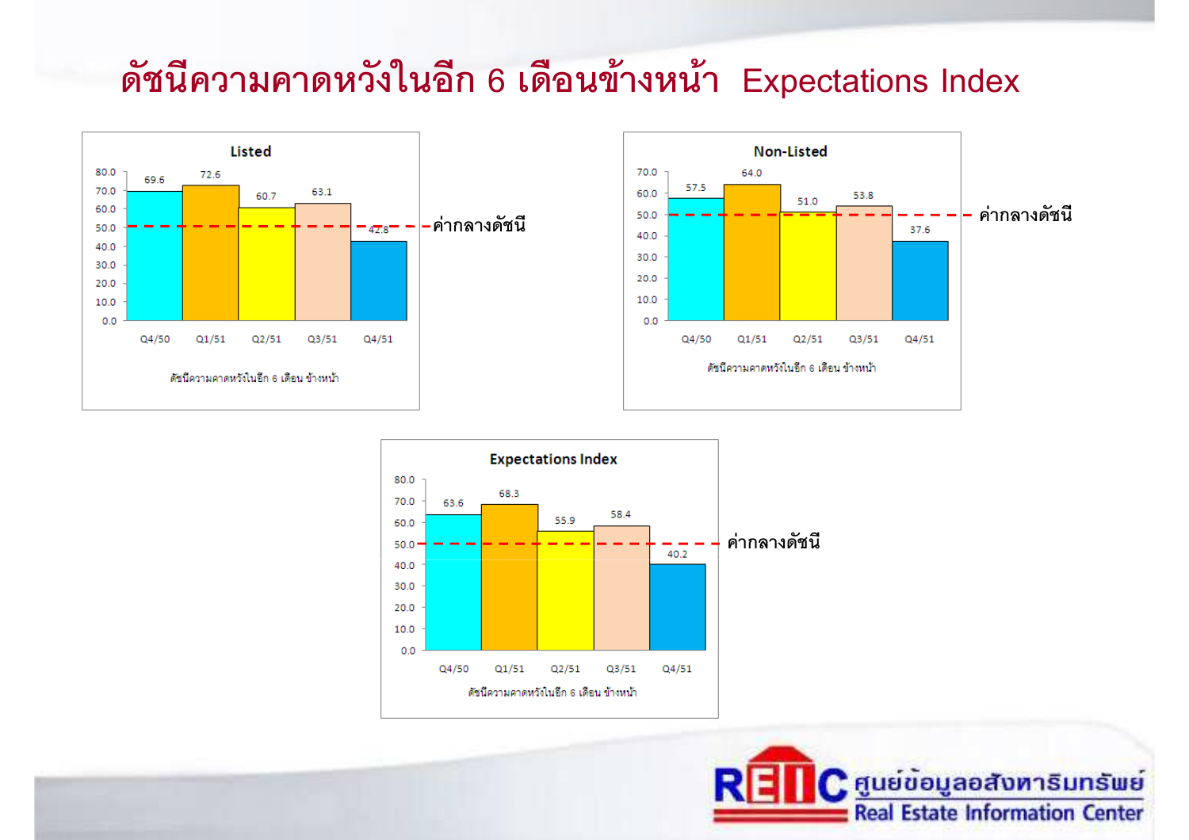# ดัชนีความคาดหวังในอีก 6 เดือนข้างหน้า Expectations Index

**Listed**

80.0
70.0
60.0
50.0
40.0
30.0
20.0
10.0
0.0

69.6
72.6
60.7
63.1
42.8

Q4/50
Q1/51
Q2/51
Q3/51
Q4/51

ดัชนีความคาดหวังในอีก 6 เดือน ข้างหน้า

ค่ากลางดัชนี

**Non-Listed**

70.0
60.0
50.0
40.0
30.0
20.0
10.0
0.0

57.5
64.0
51.0
53.8
37.6

Q4/50
Q1/51
Q2/51
Q3/51
Q4/51

ดัชนีความคาดหวังในอีก 6 เดือน ข้างหน้า

ค่ากลางดัชนี

**Expectations Index**

80.0
70.0
60.0
50.0
40.0
30.0
20.0
10.0
0.0

63.6
68.3
55.9
58.4
40.2

Q4/50
Q1/51
Q2/51
Q3/51
Q4/51

ดัชนีความคาดหวังในอีก 6 เดือน ข้างหน้า

ค่ากลางดัชนี

REIC ศูนย์ข้อมูลอสังหาริมทรัพย์
Real Estate Information Center